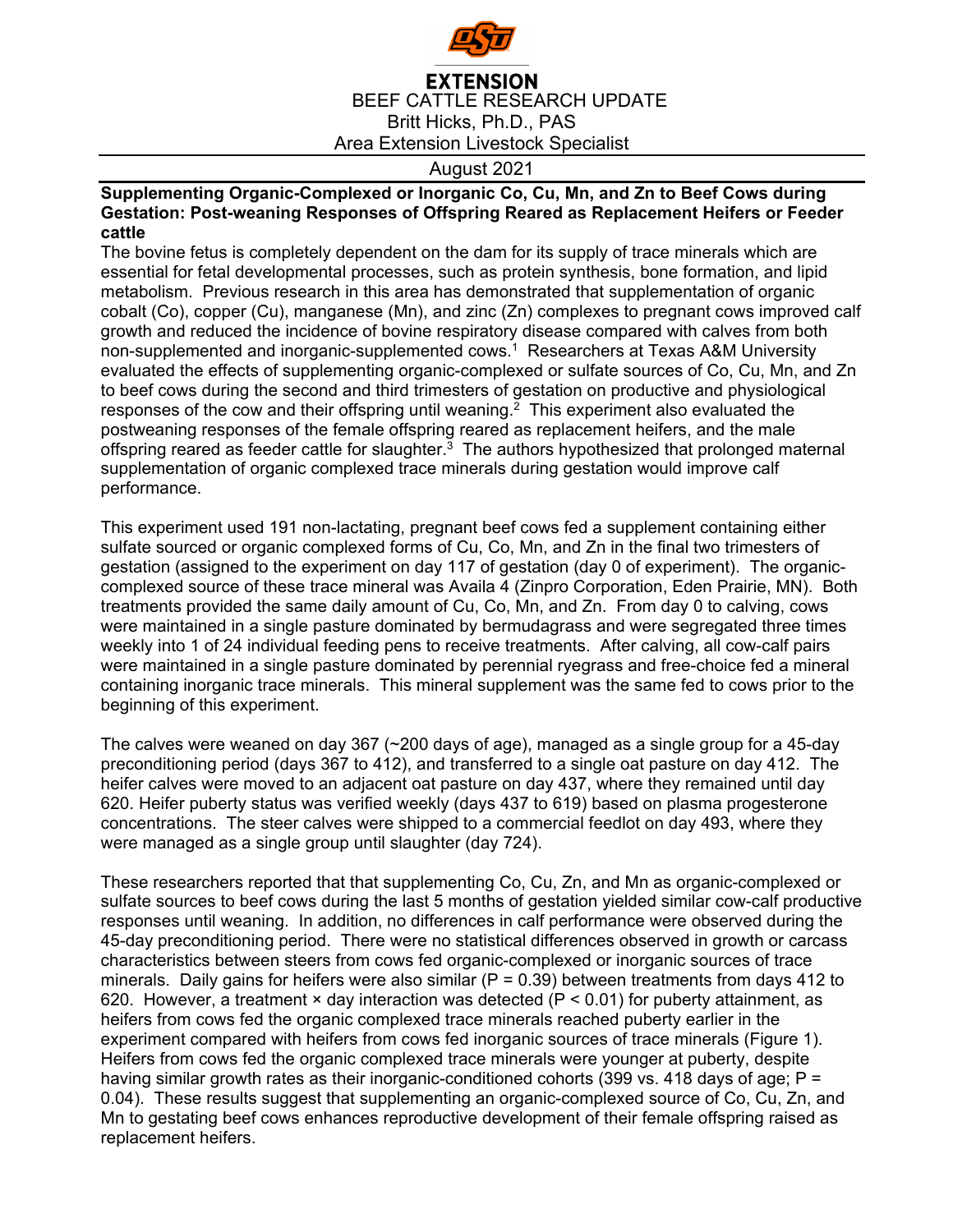EXTENSION

BEEF CATTLE RESEARCH UPDATE

Britt Hicks, Ph.D., PAS

Area Extension Livestock Specialist

August 2021

**Supplementing Organic-Complexed or Inorganic Co, Cu, Mn, and Zn to Beef Cows during Gestation: Post-weaning Responses of Offspring Reared as Replacement Heifers or Feeder cattle**

The bovine fetus is completely dependent on the dam for its supply of trace minerals which are essential for fetal developmental processes, such as protein synthesis, bone formation, and lipid metabolism. Previous research in this area has demonstrated that supplementation of organic cobalt (Co), copper (Cu), manganese (Mn), and zinc (Zn) complexes to pregnant cows improved calf growth and reduced the incidence of bovine respiratory disease compared with calves from both non-supplemented and inorganic-supplemented cows.[1] Researchers at Texas A&M University evaluated the effects of supplementing organic-complexed or sulfate sources of Co, Cu, Mn, and Zn to beef cows during the second and third trimesters of gestation on productive and physiological responses of the cow and their offspring until weaning.[2] This experiment also evaluated the postweaning responses of the female offspring reared as replacement heifers, and the male offspring reared as feeder cattle for slaughter.[3] The authors hypothesized that prolonged maternal supplementation of organic complexed trace minerals during gestation would improve calf performance.

This experiment used 191 non-lactating, pregnant beef cows fed a supplement containing either sulfate sourced or organic complexed forms of Cu, Co, Mn, and Zn in the final two trimesters of gestation (assigned to the experiment on day 117 of gestation (day 0 of experiment). The organic-complexed source of these trace mineral was Availa 4 (Zinpro Corporation, Eden Prairie, MN). Both treatments provided the same daily amount of Cu, Co, Mn, and Zn. From day 0 to calving, cows were maintained in a single pasture dominated by bermudagrass and were segregated three times weekly into 1 of 24 individual feeding pens to receive treatments. After calving, all cow-calf pairs were maintained in a single pasture dominated by perennial ryegrass and free-choice fed a mineral containing inorganic trace minerals. This mineral supplement was the same fed to cows prior to the beginning of this experiment.

The calves were weaned on day 367 (~200 days of age), managed as a single group for a 45-day preconditioning period (days 367 to 412), and transferred to a single oat pasture on day 412. The heifer calves were moved to an adjacent oat pasture on day 437, where they remained until day 620. Heifer puberty status was verified weekly (days 437 to 619) based on plasma progesterone concentrations. The steer calves were shipped to a commercial feedlot on day 493, where they were managed as a single group until slaughter (day 724).

These researchers reported that that supplementing Co, Cu, Zn, and Mn as organic-complexed or sulfate sources to beef cows during the last 5 months of gestation yielded similar cow-calf productive responses until weaning. In addition, no differences in calf performance were observed during the 45-day preconditioning period. There were no statistical differences observed in growth or carcass characteristics between steers from cows fed organic-complexed or inorganic sources of trace minerals. Daily gains for heifers were also similar ($P = 0.39$) between treatments from days 412 to 620. However, a treatment × day interaction was detected ($P < 0.01$) for puberty attainment, as heifers from cows fed the organic complexed trace minerals reached puberty earlier in the experiment compared with heifers from cows fed inorganic sources of trace minerals (Figure 1). Heifers from cows fed the organic complexed trace minerals were younger at puberty, despite having similar growth rates as their inorganic-conditioned cohorts (399 vs. 418 days of age; $P = 0.04$). These results suggest that supplementing an organic-complexed source of Co, Cu, Zn, and Mn to gestating beef cows enhances reproductive development of their female offspring raised as replacement heifers.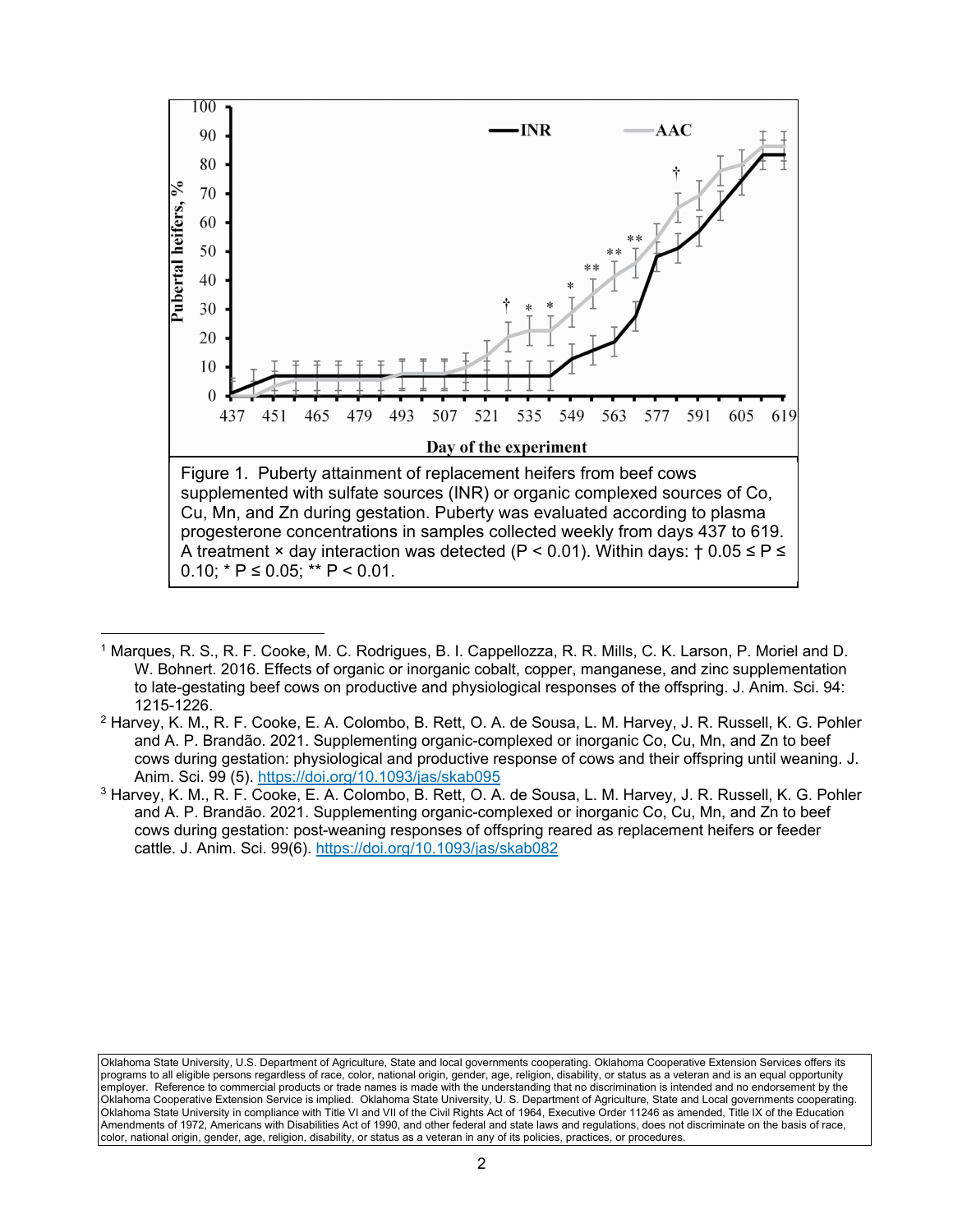INR
AAC

Pubertal heifers, %

100
90
80
70
60
50
40
30
20
10
0

437 451 465 479 493 507 521 535 549 563 577 591 605 619

Day of the experiment

† * * * ** ** ** †

Figure 1. Puberty attainment of replacement heifers from beef cows supplemented with sulfate sources (INR) or organic complexed sources of Co, Cu, Mn, and Zn during gestation. Puberty was evaluated according to plasma progesterone concentrations in samples collected weekly from days 437 to 619. A treatment × day interaction was detected ($P < 0.01$). Within days: † $0.05 \le P \le 0.10$; * $P \le 0.05$; ** $P < 0.01$.

---

[1] Marques, R. S., R. F. Cooke, M. C. Rodrigues, B. I. Cappellozza, R. R. Mills, C. K. Larson, P. Moriel and D. W. Bohnert. 2016. Effects of organic or inorganic cobalt, copper, manganese, and zinc supplementation to late-gestating beef cows on productive and physiological responses of the offspring. J. Anim. Sci. 94: 1215-1226.

[2] Harvey, K. M., R. F. Cooke, E. A. Colombo, B. Rett, O. A. de Sousa, L. M. Harvey, J. R. Russell, K. G. Pohler and A. P. Brandão. 2021. Supplementing organic-complexed or inorganic Co, Cu, Mn, and Zn to beef cows during gestation: physiological and productive response of cows and their offspring until weaning. J. Anim. Sci. 99 (5). https://doi.org/10.1093/jas/skab095

[3] Harvey, K. M., R. F. Cooke, E. A. Colombo, B. Rett, O. A. de Sousa, L. M. Harvey, J. R. Russell, K. G. Pohler and A. P. Brandão. 2021. Supplementing organic-complexed or inorganic Co, Cu, Mn, and Zn to beef cows during gestation: post-weaning responses of offspring reared as replacement heifers or feeder cattle. J. Anim. Sci. 99(6). https://doi.org/10.1093/jas/skab082

Oklahoma State University, U.S. Department of Agriculture, State and local governments cooperating. Oklahoma Cooperative Extension Services offers its programs to all eligible persons regardless of race, color, national origin, gender, age, religion, disability, or status as a veteran and is an equal opportunity employer. Reference to commercial products or trade names is made with the understanding that no discrimination is intended and no endorsement by the Oklahoma Cooperative Extension Service is implied. Oklahoma State University, U. S. Department of Agriculture, State and Local governments cooperating. Oklahoma State University in compliance with Title VI and VII of the Civil Rights Act of 1964, Executive Order 11246 as amended, Title IX of the Education Amendments of 1972, Americans with Disabilities Act of 1990, and other federal and state laws and regulations, does not discriminate on the basis of race, color, national origin, gender, age, religion, disability, or status as a veteran in any of its policies, practices, or procedures.